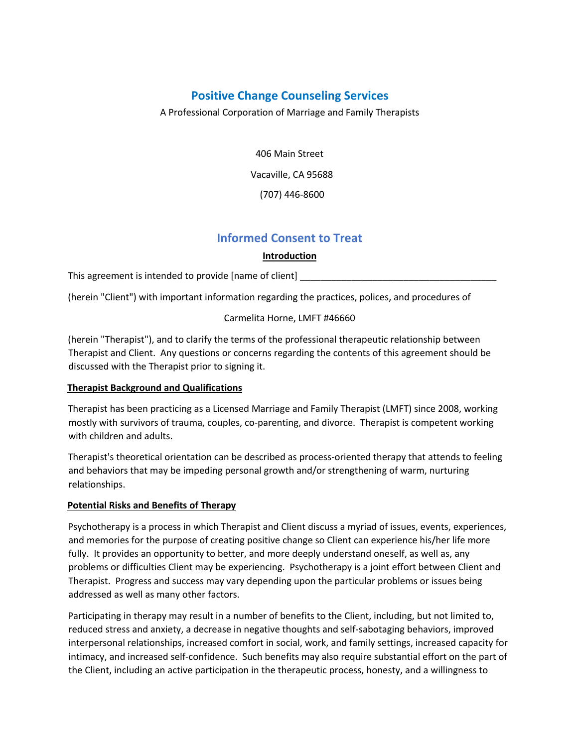# Positive Change Counseling Services

A Professional Corporation of Marriage and Family Therapists

406 Main Street

Vacaville, CA 95688

(707) 446-8600

## Informed Consent to Treat

### Introduction

This agreement is intended to provide [name of client] ______________________________________

(herein "Client") with important information regarding the practices, polices, and procedures of

Carmelita Horne, LMFT #46660

(herein "Therapist"), and to clarify the terms of the professional therapeutic relationship between Therapist and Client. Any questions or concerns regarding the contents of this agreement should be discussed with the Therapist prior to signing it.

### Therapist Background and Qualifications

Therapist has been practicing as a Licensed Marriage and Family Therapist (LMFT) since 2008, working mostly with survivors of trauma, couples, co-parenting, and divorce. Therapist is competent working with children and adults.

Therapist's theoretical orientation can be described as process-oriented therapy that attends to feeling and behaviors that may be impeding personal growth and/or strengthening of warm, nurturing relationships.

### Potential Risks and Benefits of Therapy

Psychotherapy is a process in which Therapist and Client discuss a myriad of issues, events, experiences, and memories for the purpose of creating positive change so Client can experience his/her life more fully. It provides an opportunity to better, and more deeply understand oneself, as well as, any problems or difficulties Client may be experiencing. Psychotherapy is a joint effort between Client and Therapist. Progress and success may vary depending upon the particular problems or issues being addressed as well as many other factors.

Participating in therapy may result in a number of benefits to the Client, including, but not limited to, reduced stress and anxiety, a decrease in negative thoughts and self-sabotaging behaviors, improved interpersonal relationships, increased comfort in social, work, and family settings, increased capacity for intimacy, and increased self-confidence. Such benefits may also require substantial effort on the part of the Client, including an active participation in the therapeutic process, honesty, and a willingness to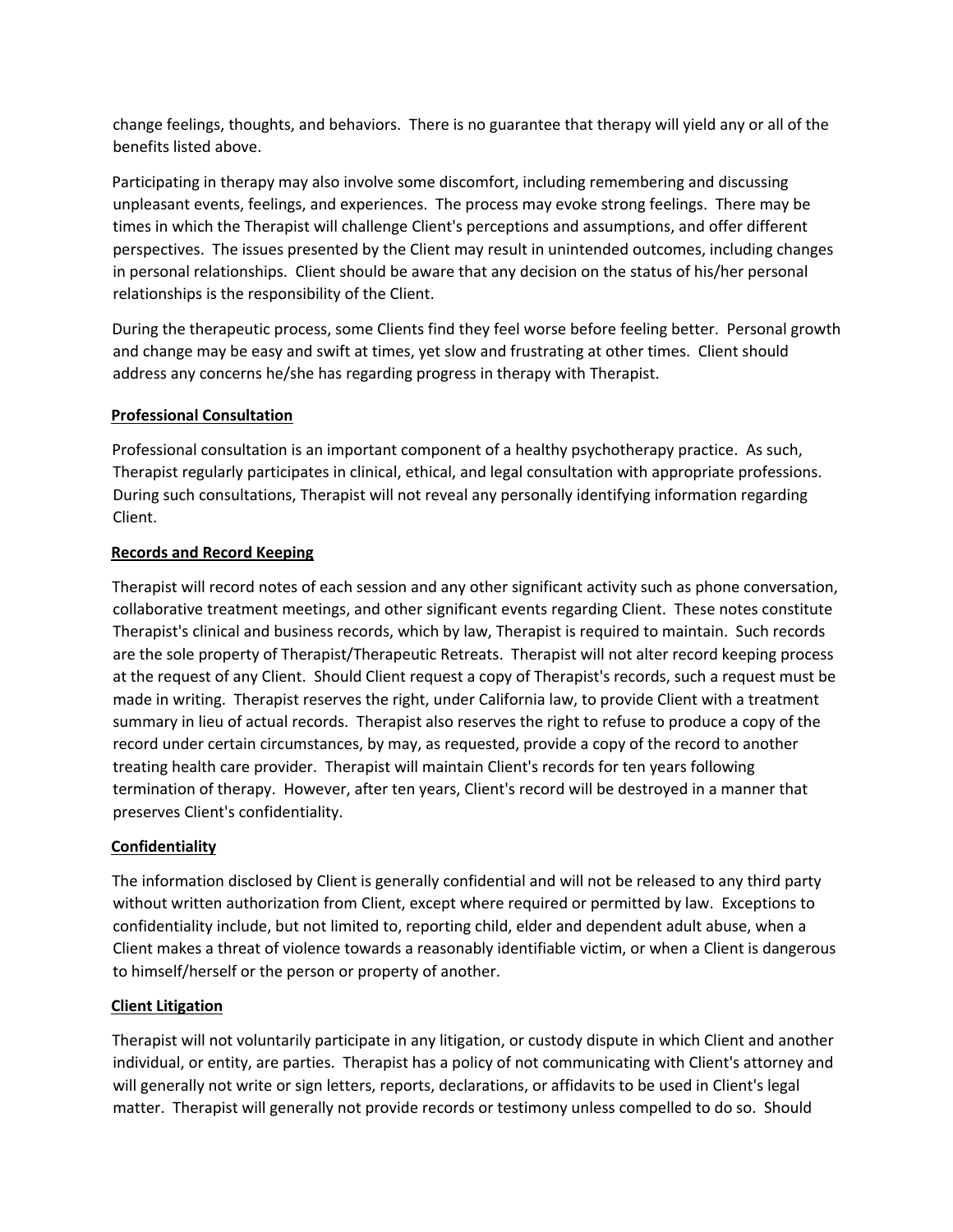change feelings, thoughts, and behaviors. There is no guarantee that therapy will yield any or all of the benefits listed above.

Participating in therapy may also involve some discomfort, including remembering and discussing unpleasant events, feelings, and experiences. The process may evoke strong feelings. There may be times in which the Therapist will challenge Client's perceptions and assumptions, and offer different perspectives. The issues presented by the Client may result in unintended outcomes, including changes in personal relationships. Client should be aware that any decision on the status of his/her personal relationships is the responsibility of the Client.

During the therapeutic process, some Clients find they feel worse before feeling better. Personal growth and change may be easy and swift at times, yet slow and frustrating at other times. Client should address any concerns he/she has regarding progress in therapy with Therapist.

**<u>Professional Consultation</u>**

Professional consultation is an important component of a healthy psychotherapy practice. As such, Therapist regularly participates in clinical, ethical, and legal consultation with appropriate professions. During such consultations, Therapist will not reveal any personally identifying information regarding Client.

**<u>Records and Record Keeping</u>**

Therapist will record notes of each session and any other significant activity such as phone conversation, collaborative treatment meetings, and other significant events regarding Client. These notes constitute Therapist's clinical and business records, which by law, Therapist is required to maintain. Such records are the sole property of Therapist/Therapeutic Retreats. Therapist will not alter record keeping process at the request of any Client. Should Client request a copy of Therapist's records, such a request must be made in writing. Therapist reserves the right, under California law, to provide Client with a treatment summary in lieu of actual records. Therapist also reserves the right to refuse to produce a copy of the record under certain circumstances, by may, as requested, provide a copy of the record to another treating health care provider. Therapist will maintain Client's records for ten years following termination of therapy. However, after ten years, Client's record will be destroyed in a manner that preserves Client's confidentiality.

**<u>Confidentiality</u>**

The information disclosed by Client is generally confidential and will not be released to any third party without written authorization from Client, except where required or permitted by law. Exceptions to confidentiality include, but not limited to, reporting child, elder and dependent adult abuse, when a Client makes a threat of violence towards a reasonably identifiable victim, or when a Client is dangerous to himself/herself or the person or property of another.

**<u>Client Litigation</u>**

Therapist will not voluntarily participate in any litigation, or custody dispute in which Client and another individual, or entity, are parties. Therapist has a policy of not communicating with Client's attorney and will generally not write or sign letters, reports, declarations, or affidavits to be used in Client's legal matter. Therapist will generally not provide records or testimony unless compelled to do so. Should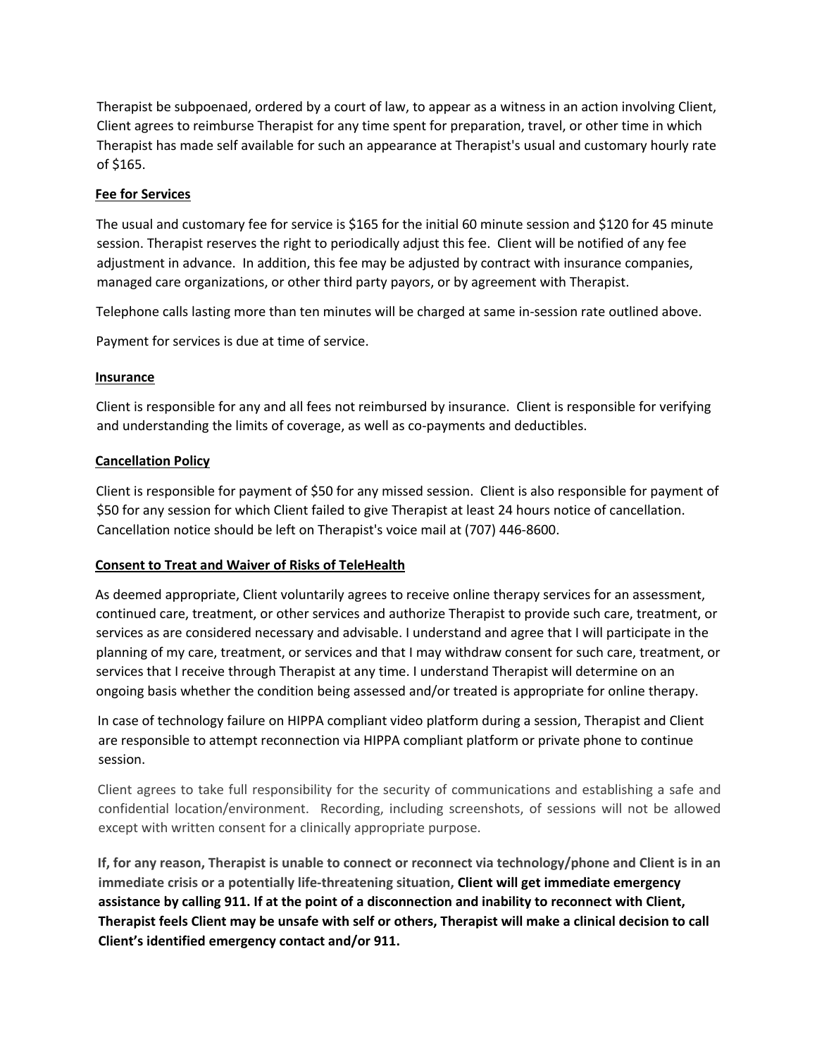Therapist be subpoenaed, ordered by a court of law, to appear as a witness in an action involving Client, Client agrees to reimburse Therapist for any time spent for preparation, travel, or other time in which Therapist has made self available for such an appearance at Therapist's usual and customary hourly rate of $165.

**Fee for Services**

The usual and customary fee for service is $165 for the initial 60 minute session and $120 for 45 minute session. Therapist reserves the right to periodically adjust this fee. Client will be notified of any fee adjustment in advance. In addition, this fee may be adjusted by contract with insurance companies, managed care organizations, or other third party payors, or by agreement with Therapist.

Telephone calls lasting more than ten minutes will be charged at same in-session rate outlined above.

Payment for services is due at time of service.

**Insurance**

Client is responsible for any and all fees not reimbursed by insurance. Client is responsible for verifying and understanding the limits of coverage, as well as co-payments and deductibles.

**Cancellation Policy**

Client is responsible for payment of $50 for any missed session. Client is also responsible for payment of $50 for any session for which Client failed to give Therapist at least 24 hours notice of cancellation. Cancellation notice should be left on Therapist's voice mail at (707) 446-8600.

**Consent to Treat and Waiver of Risks of TeleHealth**

As deemed appropriate, Client voluntarily agrees to receive online therapy services for an assessment, continued care, treatment, or other services and authorize Therapist to provide such care, treatment, or services as are considered necessary and advisable. I understand and agree that I will participate in the planning of my care, treatment, or services and that I may withdraw consent for such care, treatment, or services that I receive through Therapist at any time. I understand Therapist will determine on an ongoing basis whether the condition being assessed and/or treated is appropriate for online therapy.

In case of technology failure on HIPPA compliant video platform during a session, Therapist and Client are responsible to attempt reconnection via HIPPA compliant platform or private phone to continue session.

Client agrees to take full responsibility for the security of communications and establishing a safe and confidential location/environment. Recording, including screenshots, of sessions will not be allowed except with written consent for a clinically appropriate purpose.

**If, for any reason, Therapist is unable to connect or reconnect via technology/phone and Client is in an immediate crisis or a potentially life-threatening situation, Client will get immediate emergency assistance by calling 911. If at the point of a disconnection and inability to reconnect with Client, Therapist feels Client may be unsafe with self or others, Therapist will make a clinical decision to call Client's identified emergency contact and/or 911.**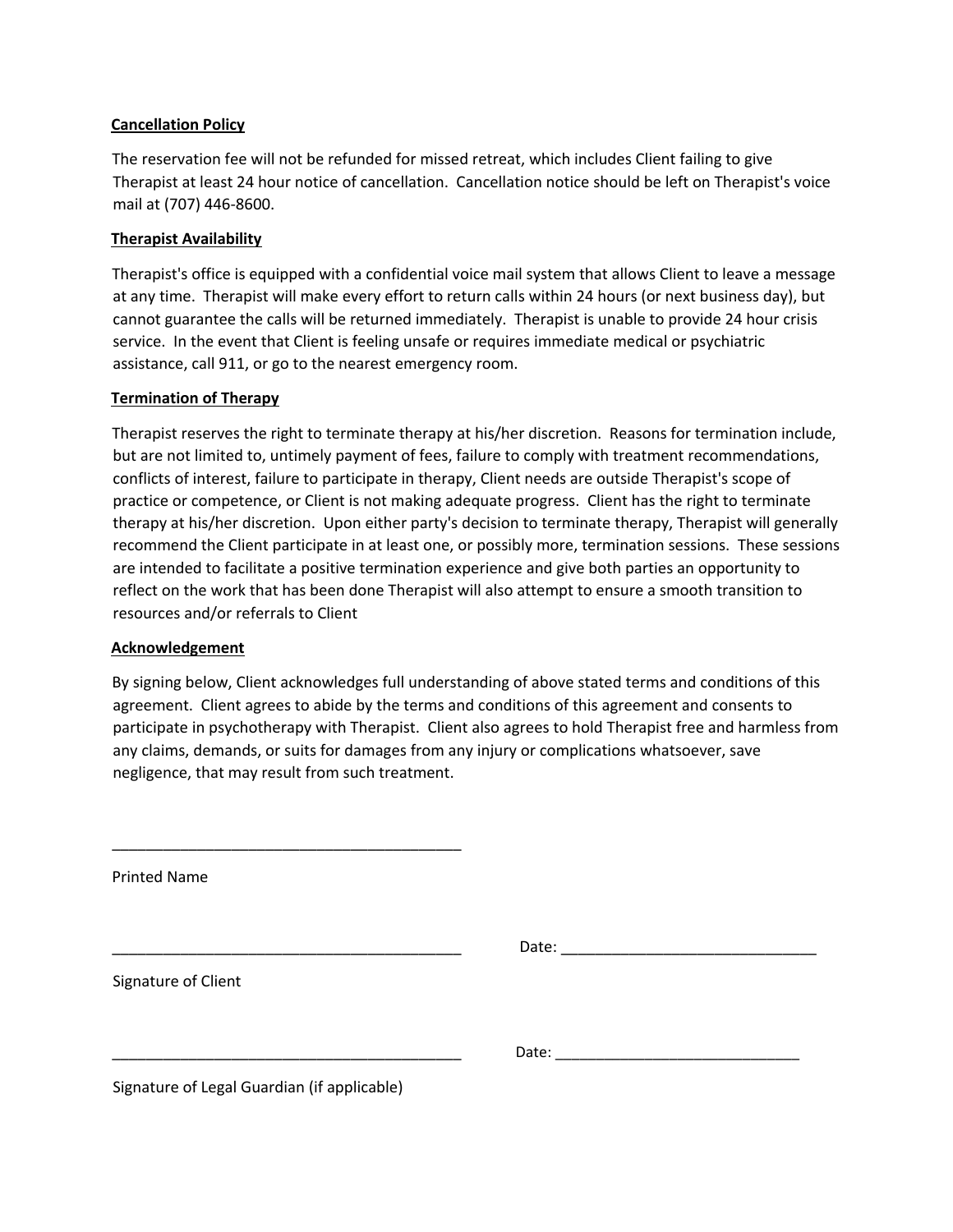**Cancellation Policy**

The reservation fee will not be refunded for missed retreat, which includes Client failing to give Therapist at least 24 hour notice of cancellation. Cancellation notice should be left on Therapist's voice mail at (707) 446-8600.

**Therapist Availability**

Therapist's office is equipped with a confidential voice mail system that allows Client to leave a message at any time. Therapist will make every effort to return calls within 24 hours (or next business day), but cannot guarantee the calls will be returned immediately. Therapist is unable to provide 24 hour crisis service. In the event that Client is feeling unsafe or requires immediate medical or psychiatric assistance, call 911, or go to the nearest emergency room.

**Termination of Therapy**

Therapist reserves the right to terminate therapy at his/her discretion. Reasons for termination include, but are not limited to, untimely payment of fees, failure to comply with treatment recommendations, conflicts of interest, failure to participate in therapy, Client needs are outside Therapist's scope of practice or competence, or Client is not making adequate progress. Client has the right to terminate therapy at his/her discretion. Upon either party's decision to terminate therapy, Therapist will generally recommend the Client participate in at least one, or possibly more, termination sessions. These sessions are intended to facilitate a positive termination experience and give both parties an opportunity to reflect on the work that has been done Therapist will also attempt to ensure a smooth transition to resources and/or referrals to Client

**Acknowledgement**

By signing below, Client acknowledges full understanding of above stated terms and conditions of this agreement. Client agrees to abide by the terms and conditions of this agreement and consents to participate in psychotherapy with Therapist. Client also agrees to hold Therapist free and harmless from any claims, demands, or suits for damages from any injury or complications whatsoever, save negligence, that may result from such treatment.

\_\_\_\_\_\_\_\_\_\_\_\_\_\_\_\_\_\_\_\_\_\_\_\_\_\_\_\_\_\_\_\_\_\_\_\_\_\_\_\_\_\_

Printed Name

\_\_\_\_\_\_\_\_\_\_\_\_\_\_\_\_\_\_\_\_\_\_\_\_\_\_\_\_\_\_\_\_\_\_\_\_\_\_\_\_\_\_ Date: \_\_\_\_\_\_\_\_\_\_\_\_\_\_\_\_\_\_\_\_\_\_\_\_\_\_\_\_\_\_

Signature of Client

\_\_\_\_\_\_\_\_\_\_\_\_\_\_\_\_\_\_\_\_\_\_\_\_\_\_\_\_\_\_\_\_\_\_\_\_\_\_\_\_\_\_ Date: \_\_\_\_\_\_\_\_\_\_\_\_\_\_\_\_\_\_\_\_\_\_\_\_\_\_\_\_\_\_

Signature of Legal Guardian (if applicable)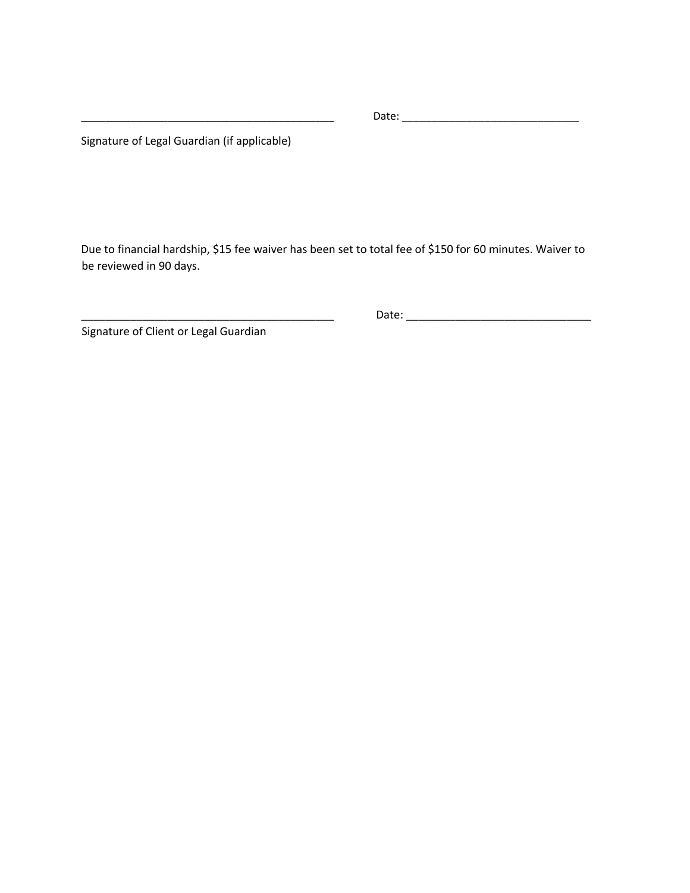___________________________________________ Date: ______________________________

Signature of Legal Guardian (if applicable)

Due to financial hardship, $15 fee waiver has been set to total fee of $150 for 60 minutes. Waiver to be reviewed in 90 days.

___________________________________________ Date: _______________________________

Signature of Client or Legal Guardian